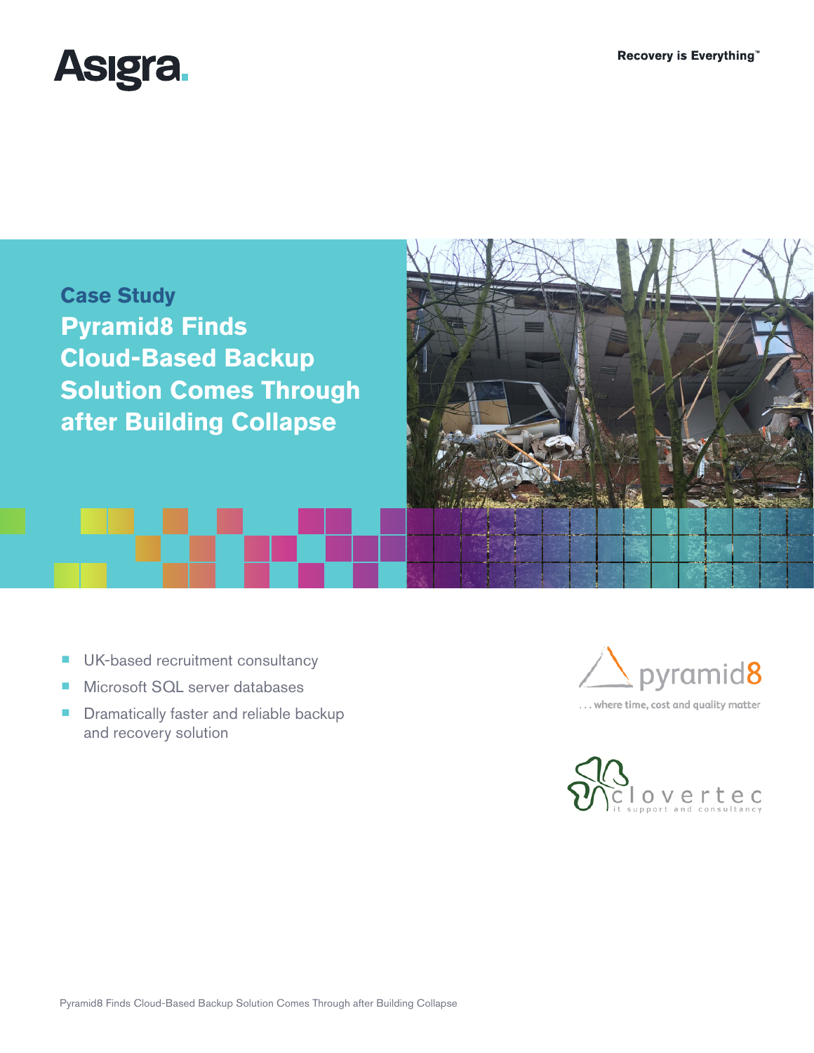Asigra

Recovery is Everything™

## Case Study

# Pyramid8 Finds Cloud-Based Backup Solution Comes Through after Building Collapse

- UK-based recruitment consultancy
- Microsoft SQL server databases
- Dramatically faster and reliable backup and recovery solution

pyramid8

. . . where time, cost and quality matter

clovertec

it support and consultancy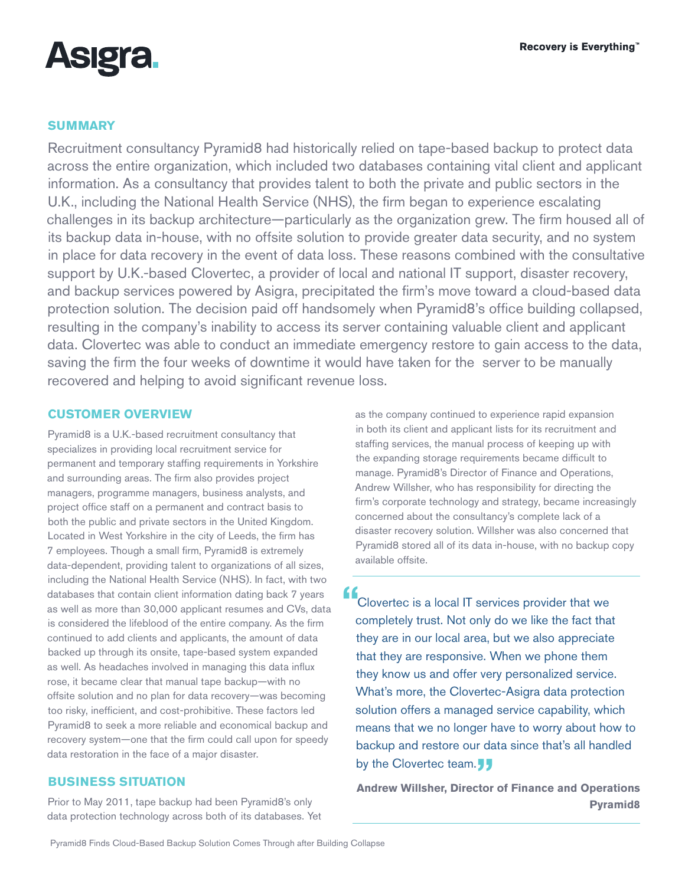## SUMMARY

Recruitment consultancy Pyramid8 had historically relied on tape-based backup to protect data across the entire organization, which included two databases containing vital client and applicant information. As a consultancy that provides talent to both the private and public sectors in the U.K., including the National Health Service (NHS), the firm began to experience escalating challenges in its backup architecture—particularly as the organization grew. The firm housed all of its backup data in-house, with no offsite solution to provide greater data security, and no system in place for data recovery in the event of data loss. These reasons combined with the consultative support by U.K.-based Clovertec, a provider of local and national IT support, disaster recovery, and backup services powered by Asigra, precipitated the firm's move toward a cloud-based data protection solution. The decision paid off handsomely when Pyramid8's office building collapsed, resulting in the company's inability to access its server containing valuable client and applicant data. Clovertec was able to conduct an immediate emergency restore to gain access to the data, saving the firm the four weeks of downtime it would have taken for the server to be manually recovered and helping to avoid significant revenue loss.

## CUSTOMER OVERVIEW

Pyramid8 is a U.K.-based recruitment consultancy that specializes in providing local recruitment service for permanent and temporary staffing requirements in Yorkshire and surrounding areas. The firm also provides project managers, programme managers, business analysts, and project office staff on a permanent and contract basis to both the public and private sectors in the United Kingdom. Located in West Yorkshire in the city of Leeds, the firm has 7 employees. Though a small firm, Pyramid8 is extremely data-dependent, providing talent to organizations of all sizes, including the National Health Service (NHS). In fact, with two databases that contain client information dating back 7 years as well as more than 30,000 applicant resumes and CVs, data is considered the lifeblood of the entire company. As the firm continued to add clients and applicants, the amount of data backed up through its onsite, tape-based system expanded as well. As headaches involved in managing this data influx rose, it became clear that manual tape backup—with no offsite solution and no plan for data recovery—was becoming too risky, inefficient, and cost-prohibitive. These factors led Pyramid8 to seek a more reliable and economical backup and recovery system—one that the firm could call upon for speedy data restoration in the face of a major disaster.

## BUSINESS SITUATION

Prior to May 2011, tape backup had been Pyramid8's only data protection technology across both of its databases. Yet as the company continued to experience rapid expansion in both its client and applicant lists for its recruitment and staffing services, the manual process of keeping up with the expanding storage requirements became difficult to manage. Pyramid8's Director of Finance and Operations, Andrew Willsher, who has responsibility for directing the firm's corporate technology and strategy, became increasingly concerned about the consultancy's complete lack of a disaster recovery solution. Willsher was also concerned that Pyramid8 stored all of its data in-house, with no backup copy available offsite.

> "Clovertec is a local IT services provider that we completely trust. Not only do we like the fact that they are in our local area, but we also appreciate that they are responsive. When we phone them they know us and offer very personalized service. What's more, the Clovertec-Asigra data protection solution offers a managed service capability, which means that we no longer have to worry about how to backup and restore our data since that's all handled by the Clovertec team."
>
> **Andrew Willsher, Director of Finance and Operations**
> **Pyramid8**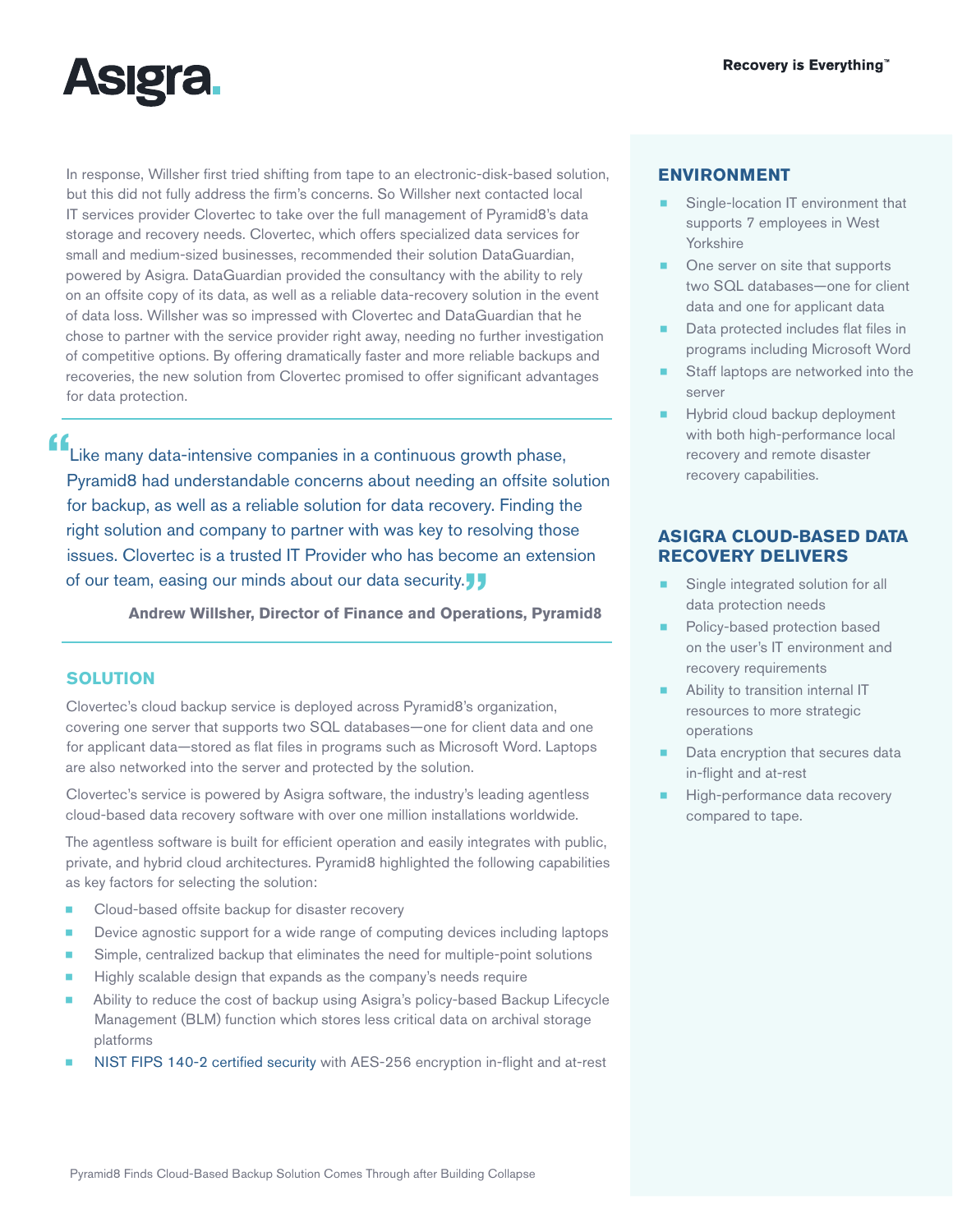In response, Willsher first tried shifting from tape to an electronic-disk-based solution, but this did not fully address the firm's concerns. So Willsher next contacted local IT services provider Clovertec to take over the full management of Pyramid8's data storage and recovery needs. Clovertec, which offers specialized data services for small and medium-sized businesses, recommended their solution DataGuardian, powered by Asigra. DataGuardian provided the consultancy with the ability to rely on an offsite copy of its data, as well as a reliable data-recovery solution in the event of data loss. Willsher was so impressed with Clovertec and DataGuardian that he chose to partner with the service provider right away, needing no further investigation of competitive options. By offering dramatically faster and more reliable backups and recoveries, the new solution from Clovertec promised to offer significant advantages for data protection.

> "Like many data-intensive companies in a continuous growth phase, Pyramid8 had understandable concerns about needing an offsite solution for backup, as well as a reliable solution for data recovery. Finding the right solution and company to partner with was key to resolving those issues. Clovertec is a trusted IT Provider who has become an extension of our team, easing our minds about our data security."
>
> **Andrew Willsher, Director of Finance and Operations, Pyramid8**

## SOLUTION

Clovertec's cloud backup service is deployed across Pyramid8's organization, covering one server that supports two SQL databases—one for client data and one for applicant data—stored as flat files in programs such as Microsoft Word. Laptops are also networked into the server and protected by the solution.

Clovertec's service is powered by Asigra software, the industry's leading agentless cloud-based data recovery software with over one million installations worldwide.

The agentless software is built for efficient operation and easily integrates with public, private, and hybrid cloud architectures. Pyramid8 highlighted the following capabilities as key factors for selecting the solution:

- Cloud-based offsite backup for disaster recovery
- Device agnostic support for a wide range of computing devices including laptops
- Simple, centralized backup that eliminates the need for multiple-point solutions
- Highly scalable design that expands as the company's needs require
- Ability to reduce the cost of backup using Asigra's policy-based Backup Lifecycle Management (BLM) function which stores less critical data on archival storage platforms
- NIST FIPS 140-2 certified security with AES-256 encryption in-flight and at-rest

## ENVIRONMENT

- Single-location IT environment that supports 7 employees in West Yorkshire
- One server on site that supports two SQL databases—one for client data and one for applicant data
- Data protected includes flat files in programs including Microsoft Word
- Staff laptops are networked into the server
- Hybrid cloud backup deployment with both high-performance local recovery and remote disaster recovery capabilities.

## ASIGRA CLOUD-BASED DATA RECOVERY DELIVERS

- Single integrated solution for all data protection needs
- Policy-based protection based on the user's IT environment and recovery requirements
- Ability to transition internal IT resources to more strategic operations
- Data encryption that secures data in-flight and at-rest
- High-performance data recovery compared to tape.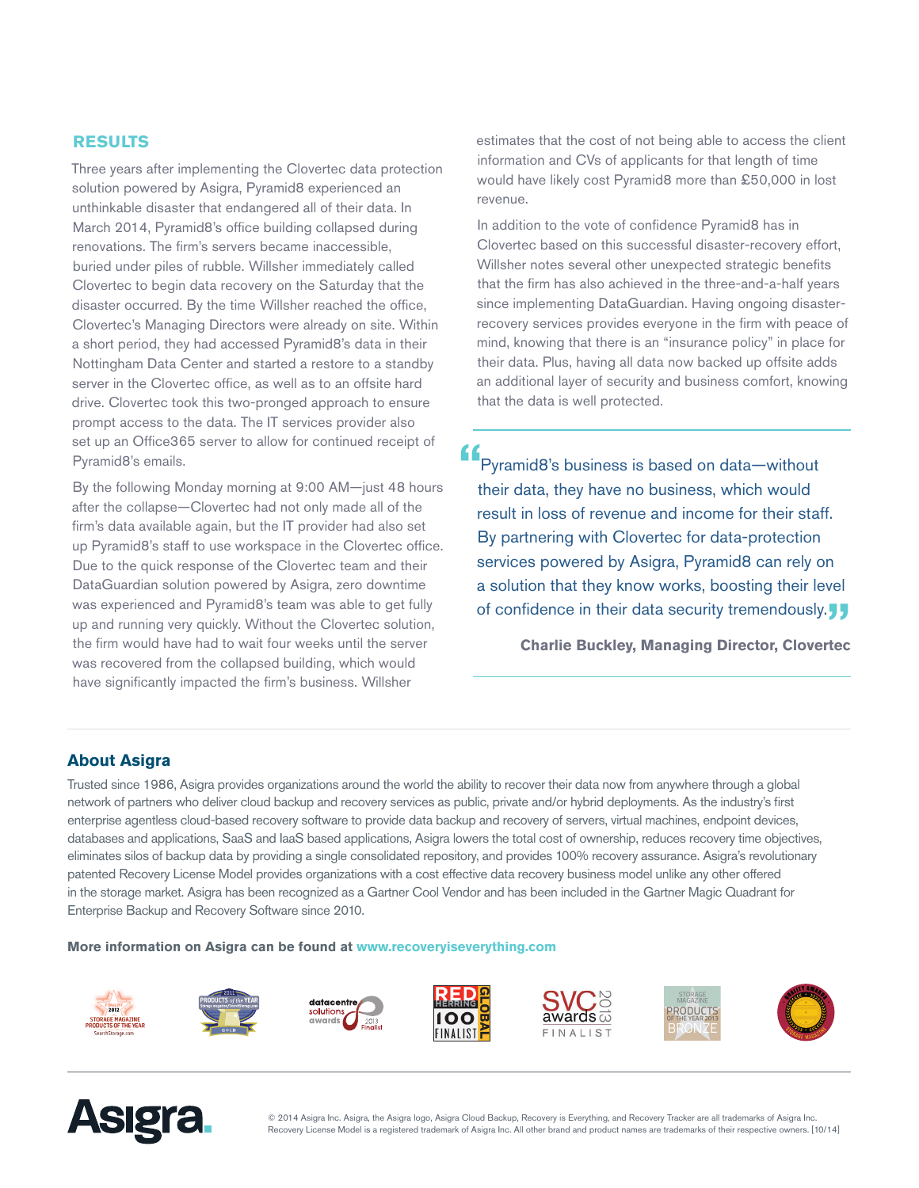## RESULTS

Three years after implementing the Clovertec data protection solution powered by Asigra, Pyramid8 experienced an unthinkable disaster that endangered all of their data. In March 2014, Pyramid8's office building collapsed during renovations. The firm's servers became inaccessible, buried under piles of rubble. Willsher immediately called Clovertec to begin data recovery on the Saturday that the disaster occurred. By the time Willsher reached the office, Clovertec's Managing Directors were already on site. Within a short period, they had accessed Pyramid8's data in their Nottingham Data Center and started a restore to a standby server in the Clovertec office, as well as to an offsite hard drive. Clovertec took this two-pronged approach to ensure prompt access to the data. The IT services provider also set up an Office365 server to allow for continued receipt of Pyramid8's emails.

By the following Monday morning at 9:00 AM—just 48 hours after the collapse—Clovertec had not only made all of the firm's data available again, but the IT provider had also set up Pyramid8's staff to use workspace in the Clovertec office. Due to the quick response of the Clovertec team and their DataGuardian solution powered by Asigra, zero downtime was experienced and Pyramid8's team was able to get fully up and running very quickly. Without the Clovertec solution, the firm would have had to wait four weeks until the server was recovered from the collapsed building, which would have significantly impacted the firm's business. Willsher estimates that the cost of not being able to access the client information and CVs of applicants for that length of time would have likely cost Pyramid8 more than £50,000 in lost revenue.

In addition to the vote of confidence Pyramid8 has in Clovertec based on this successful disaster-recovery effort, Willsher notes several other unexpected strategic benefits that the firm has also achieved in the three-and-a-half years since implementing DataGuardian. Having ongoing disaster-recovery services provides everyone in the firm with peace of mind, knowing that there is an "insurance policy" in place for their data. Plus, having all data now backed up offsite adds an additional layer of security and business comfort, knowing that the data is well protected.

> "Pyramid8's business is based on data—without their data, they have no business, which would result in loss of revenue and income for their staff. By partnering with Clovertec for data-protection services powered by Asigra, Pyramid8 can rely on a solution that they know works, boosting their level of confidence in their data security tremendously."
>
> **Charlie Buckley, Managing Director, Clovertec**

## About Asigra

Trusted since 1986, Asigra provides organizations around the world the ability to recover their data now from anywhere through a global network of partners who deliver cloud backup and recovery services as public, private and/or hybrid deployments. As the industry's first enterprise agentless cloud-based recovery software to provide data backup and recovery of servers, virtual machines, endpoint devices, databases and applications, SaaS and IaaS based applications, Asigra lowers the total cost of ownership, reduces recovery time objectives, eliminates silos of backup data by providing a single consolidated repository, and provides 100% recovery assurance. Asigra's revolutionary patented Recovery License Model provides organizations with a cost effective data recovery business model unlike any other offered in the storage market. Asigra has been recognized as a Gartner Cool Vendor and has been included in the Gartner Magic Quadrant for Enterprise Backup and Recovery Software since 2010.

**More information on Asigra can be found at www.recoveryiseverything.com**

© 2014 Asigra Inc. Asigra, the Asigra logo, Asigra Cloud Backup, Recovery is Everything, and Recovery Tracker are all trademarks of Asigra Inc. Recovery License Model is a registered trademark of Asigra Inc. All other brand and product names are trademarks of their respective owners. [10/14]